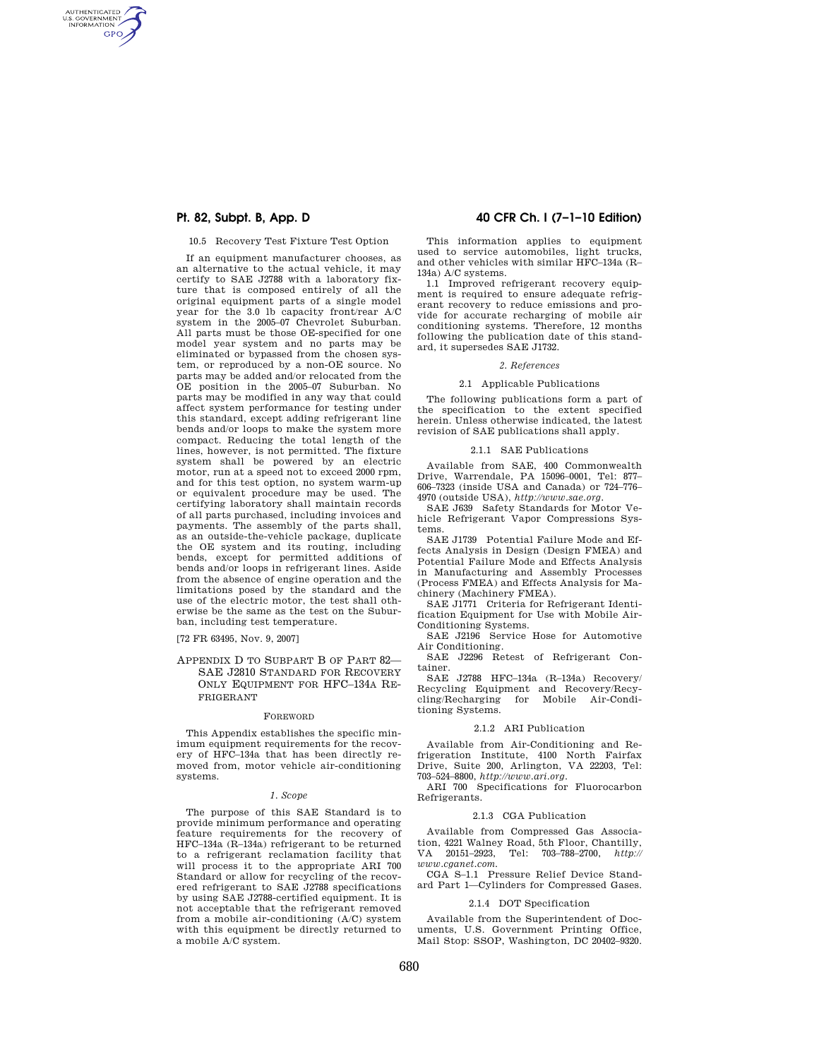10.5 Recovery Test Fixture Test Option

If an equipment manufacturer chooses, as an alternative to the actual vehicle, it may certify to SAE J2788 with a laboratory fixture that is composed entirely of all the original equipment parts of a single model year for the 3.0 lb capacity front/rear A/C system in the 2005–07 Chevrolet Suburban. All parts must be those OE-specified for one model year system and no parts may be eliminated or bypassed from the chosen system, or reproduced by a non-OE source. No parts may be added and/or relocated from the OE position in the 2005–07 Suburban. No parts may be modified in any way that could affect system performance for testing under this standard, except adding refrigerant line bends and/or loops to make the system more compact. Reducing the total length of the lines, however, is not permitted. The fixture system shall be powered by an electric motor, run at a speed not to exceed 2000 rpm, and for this test option, no system warm-up or equivalent procedure may be used. The certifying laboratory shall maintain records of all parts purchased, including invoices and payments. The assembly of the parts shall, as an outside-the-vehicle package, duplicate the OE system and its routing, including bends, except for permitted additions of bends and/or loops in refrigerant lines. Aside from the absence of engine operation and the limitations posed by the standard and the use of the electric motor, the test shall otherwise be the same as the test on the Suburban, including test temperature.

[72 FR 63495, Nov. 9, 2007]

## APPENDIX D TO SUBPART B OF PART 82—SAE J2810 STANDARD FOR RECOVERY ONLY EQUIPMENT FOR HFC–134A REFRIGERANT

FOREWORD

This Appendix establishes the specific minimum equipment requirements for the recovery of HFC–134a that has been directly removed from, motor vehicle air-conditioning systems.

*1. Scope*

The purpose of this SAE Standard is to provide minimum performance and operating feature requirements for the recovery of HFC–134a (R–134a) refrigerant to be returned to a refrigerant reclamation facility that will process it to the appropriate ARI 700 Standard or allow for recycling of the recovered refrigerant to SAE J2788 specifications by using SAE J2788-certified equipment. It is not acceptable that the refrigerant removed from a mobile air-conditioning (A/C) system with this equipment be directly returned to a mobile A/C system.

This information applies to equipment used to service automobiles, light trucks, and other vehicles with similar HFC–134a (R–134a) A/C systems.

1.1 Improved refrigerant recovery equipment is required to ensure adequate refrigerant recovery to reduce emissions and provide for accurate recharging of mobile air conditioning systems. Therefore, 12 months following the publication date of this standard, it supersedes SAE J1732.

*2. References*

2.1 Applicable Publications

The following publications form a part of the specification to the extent specified herein. Unless otherwise indicated, the latest revision of SAE publications shall apply.

2.1.1 SAE Publications

Available from SAE, 400 Commonwealth Drive, Warrendale, PA 15096–0001, Tel: 877–606–7323 (inside USA and Canada) or 724–776–4970 (outside USA), *http://www.sae.org*.

SAE J639 Safety Standards for Motor Vehicle Refrigerant Vapor Compressions Systems.

SAE J1739 Potential Failure Mode and Effects Analysis in Design (Design FMEA) and Potential Failure Mode and Effects Analysis in Manufacturing and Assembly Processes (Process FMEA) and Effects Analysis for Machinery (Machinery FMEA).

SAE J1771 Criteria for Refrigerant Identification Equipment for Use with Mobile Air-Conditioning Systems.

SAE J2196 Service Hose for Automotive Air Conditioning.

SAE J2296 Retest of Refrigerant Container.

SAE J2788 HFC–134a (R–134a) Recovery/Recycling Equipment and Recovery/Recycling/Recharging for Mobile Air-Conditioning Systems.

2.1.2 ARI Publication

Available from Air-Conditioning and Refrigeration Institute, 4100 North Fairfax Drive, Suite 200, Arlington, VA 22203, Tel: 703–524–8800, *http://www.ari.org*.

ARI 700 Specifications for Fluorocarbon Refrigerants.

2.1.3 CGA Publication

Available from Compressed Gas Association, 4221 Walney Road, 5th Floor, Chantilly, VA 20151–2923, Tel: 703–788–2700, *http://www.cganet.com*.

CGA S–1.1 Pressure Relief Device Standard Part 1—Cylinders for Compressed Gases.

2.1.4 DOT Specification

Available from the Superintendent of Documents, U.S. Government Printing Office, Mail Stop: SSOP, Washington, DC 20402–9320.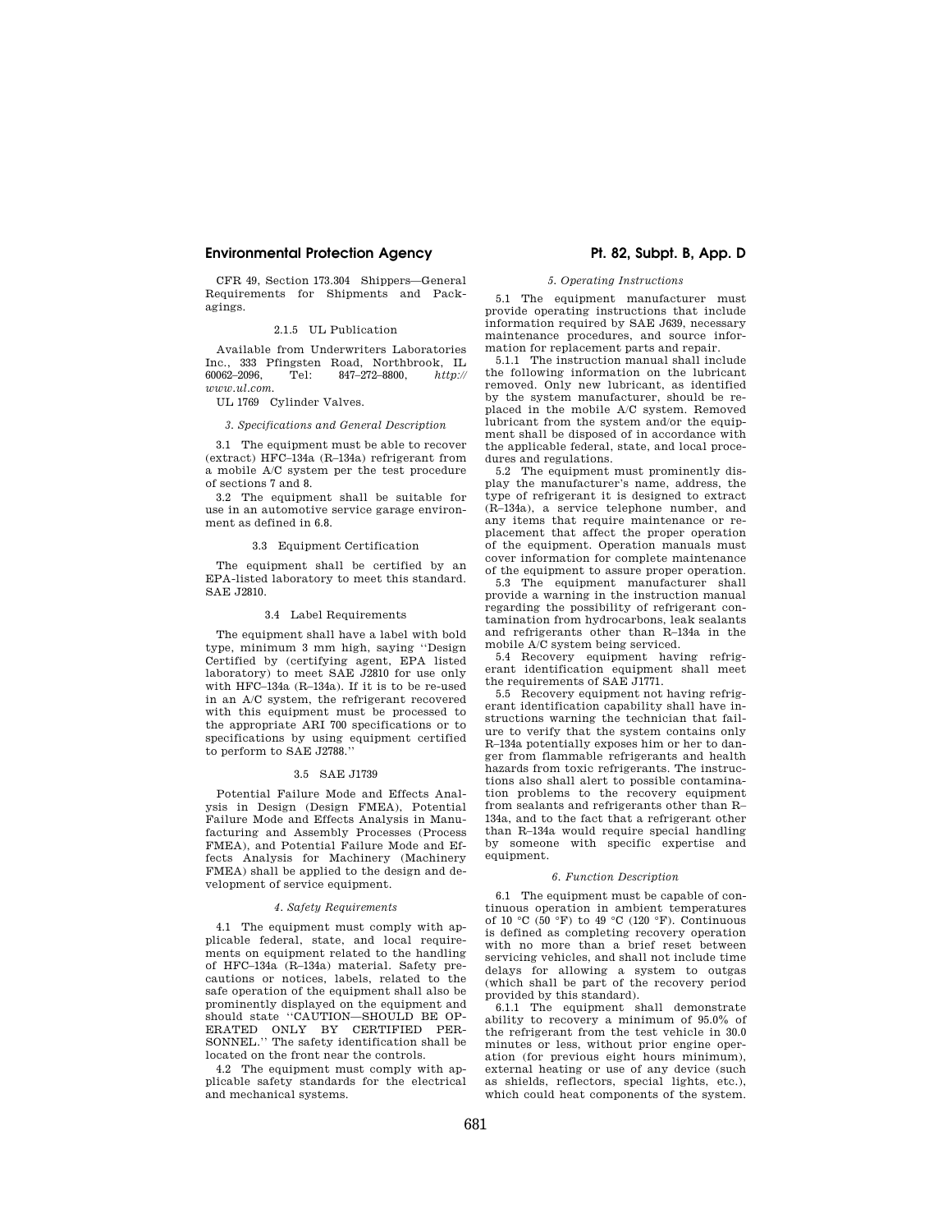CFR 49, Section 173.304 Shippers—General Requirements for Shipments and Packagings.

2.1.5 UL Publication

Available from Underwriters Laboratories Inc., 333 Pfingsten Road, Northbrook, IL 60062–2096, Tel: 847–272–8800, *http://www.ul.com.*

UL 1769 Cylinder Valves.

*3. Specifications and General Description*

3.1 The equipment must be able to recover (extract) HFC–134a (R–134a) refrigerant from a mobile A/C system per the test procedure of sections 7 and 8.

3.2 The equipment shall be suitable for use in an automotive service garage environment as defined in 6.8.

3.3 Equipment Certification

The equipment shall be certified by an EPA-listed laboratory to meet this standard. SAE J2810.

3.4 Label Requirements

The equipment shall have a label with bold type, minimum 3 mm high, saying ''Design Certified by (certifying agent, EPA listed laboratory) to meet SAE J2810 for use only with HFC–134a (R–134a). If it is to be re-used in an A/C system, the refrigerant recovered with this equipment must be processed to the appropriate ARI 700 specifications or to specifications by using equipment certified to perform to SAE J2788.''

3.5 SAE J1739

Potential Failure Mode and Effects Analysis in Design (Design FMEA), Potential Failure Mode and Effects Analysis in Manufacturing and Assembly Processes (Process FMEA), and Potential Failure Mode and Effects Analysis for Machinery (Machinery FMEA) shall be applied to the design and development of service equipment.

*4. Safety Requirements*

4.1 The equipment must comply with applicable federal, state, and local requirements on equipment related to the handling of HFC–134a (R–134a) material. Safety precautions or notices, labels, related to the safe operation of the equipment shall also be prominently displayed on the equipment and should state ''CAUTION—SHOULD BE OPERATED ONLY BY CERTIFIED PERSONNEL.'' The safety identification shall be located on the front near the controls.

4.2 The equipment must comply with applicable safety standards for the electrical and mechanical systems.

*5. Operating Instructions*

5.1 The equipment manufacturer must provide operating instructions that include information required by SAE J639, necessary maintenance procedures, and source information for replacement parts and repair.

5.1.1 The instruction manual shall include the following information on the lubricant removed. Only new lubricant, as identified by the system manufacturer, should be replaced in the mobile A/C system. Removed lubricant from the system and/or the equipment shall be disposed of in accordance with the applicable federal, state, and local procedures and regulations.

5.2 The equipment must prominently display the manufacturer's name, address, the type of refrigerant it is designed to extract (R–134a), a service telephone number, and any items that require maintenance or replacement that affect the proper operation of the equipment. Operation manuals must cover information for complete maintenance of the equipment to assure proper operation.

5.3 The equipment manufacturer shall provide a warning in the instruction manual regarding the possibility of refrigerant contamination from hydrocarbons, leak sealants and refrigerants other than R–134a in the mobile A/C system being serviced.

5.4 Recovery equipment having refrigerant identification equipment shall meet the requirements of SAE J1771.

5.5 Recovery equipment not having refrigerant identification capability shall have instructions warning the technician that failure to verify that the system contains only R–134a potentially exposes him or her to danger from flammable refrigerants and health hazards from toxic refrigerants. The instructions also shall alert to possible contamination problems to the recovery equipment from sealants and refrigerants other than R–134a, and to the fact that a refrigerant other than R–134a would require special handling by someone with specific expertise and equipment.

*6. Function Description*

6.1 The equipment must be capable of continuous operation in ambient temperatures of 10 °C (50 °F) to 49 °C (120 °F). Continuous is defined as completing recovery operation with no more than a brief reset between servicing vehicles, and shall not include time delays for allowing a system to outgas (which shall be part of the recovery period provided by this standard).

6.1.1 The equipment shall demonstrate ability to recovery a minimum of 95.0% of the refrigerant from the test vehicle in 30.0 minutes or less, without prior engine operation (for previous eight hours minimum), external heating or use of any device (such as shields, reflectors, special lights, etc.), which could heat components of the system.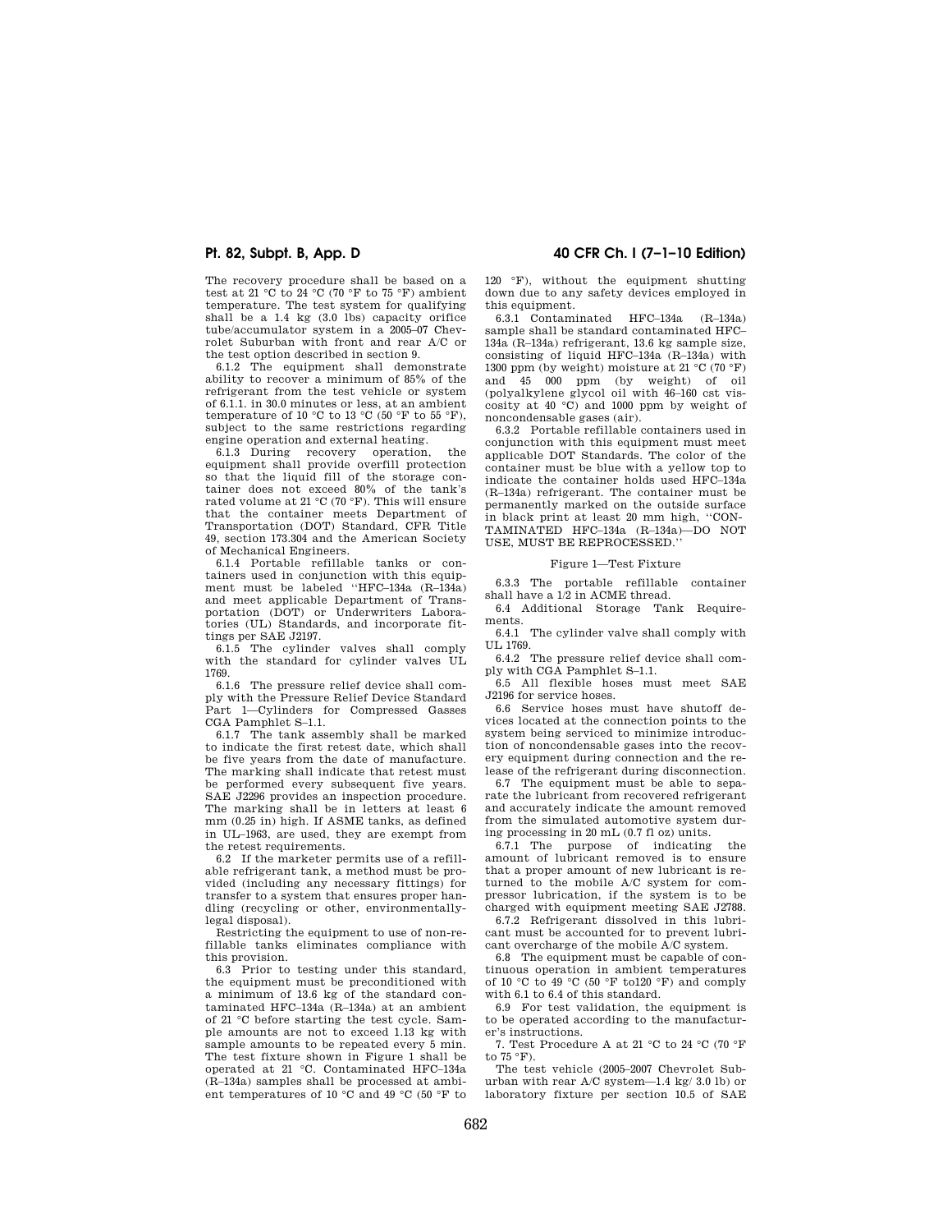The recovery procedure shall be based on a test at 21 °C to 24 °C (70 °F to 75 °F) ambient temperature. The test system for qualifying shall be a 1.4 kg (3.0 lbs) capacity orifice tube/accumulator system in a 2005–07 Chevrolet Suburban with front and rear A/C or the test option described in section 9.

6.1.2 The equipment shall demonstrate ability to recover a minimum of 85% of the refrigerant from the test vehicle or system of 6.1.1. in 30.0 minutes or less, at an ambient temperature of 10 °C to 13 °C (50 °F to 55 °F), subject to the same restrictions regarding engine operation and external heating.

6.1.3 During recovery operation, the equipment shall provide overfill protection so that the liquid fill of the storage container does not exceed 80% of the tank's rated volume at 21 °C (70 °F). This will ensure that the container meets Department of Transportation (DOT) Standard, CFR Title 49, section 173.304 and the American Society of Mechanical Engineers.

6.1.4 Portable refillable tanks or containers used in conjunction with this equipment must be labeled "HFC–134a (R–134a) and meet applicable Department of Transportation (DOT) or Underwriters Laboratories (UL) Standards, and incorporate fittings per SAE J2197.

6.1.5 The cylinder valves shall comply with the standard for cylinder valves UL 1769.

6.1.6 The pressure relief device shall comply with the Pressure Relief Device Standard Part 1—Cylinders for Compressed Gasses CGA Pamphlet S–1.1.

6.1.7 The tank assembly shall be marked to indicate the first retest date, which shall be five years from the date of manufacture. The marking shall indicate that retest must be performed every subsequent five years. SAE J2296 provides an inspection procedure. The marking shall be in letters at least 6 mm (0.25 in) high. If ASME tanks, as defined in UL–1963, are used, they are exempt from the retest requirements.

6.2 If the marketer permits use of a refillable refrigerant tank, a method must be provided (including any necessary fittings) for transfer to a system that ensures proper handling (recycling or other, environmentally-legal disposal).

Restricting the equipment to use of non-refillable tanks eliminates compliance with this provision.

6.3 Prior to testing under this standard, the equipment must be preconditioned with a minimum of 13.6 kg of the standard contaminated HFC–134a (R–134a) at an ambient of 21 °C before starting the test cycle. Sample amounts are not to exceed 1.13 kg with sample amounts to be repeated every 5 min. The test fixture shown in Figure 1 shall be operated at 21 °C. Contaminated HFC–134a (R–134a) samples shall be processed at ambient temperatures of 10 °C and 49 °C (50 °F to 120 °F), without the equipment shutting down due to any safety devices employed in this equipment.

6.3.1 Contaminated HFC–134a (R–134a) sample shall be standard contaminated HFC–134a (R–134a) refrigerant, 13.6 kg sample size, consisting of liquid HFC–134a (R–134a) with 1300 ppm (by weight) moisture at 21 °C (70 °F) and 45 000 ppm (by weight) of oil (polyalkylene glycol oil with 46–160 cst viscosity at 40 °C) and 1000 ppm by weight of noncondensable gases (air).

6.3.2 Portable refillable containers used in conjunction with this equipment must meet applicable DOT Standards. The color of the container must be blue with a yellow top to indicate the container holds used HFC–134a (R–134a) refrigerant. The container must be permanently marked on the outside surface in black print at least 20 mm high, "CONTAMINATED HFC–134a (R–134a)—DO NOT USE, MUST BE REPROCESSED."

Figure 1—Test Fixture

6.3.3 The portable refillable container shall have a 1/2 in ACME thread.

6.4 Additional Storage Tank Requirements.

6.4.1 The cylinder valve shall comply with UL 1769.

6.4.2 The pressure relief device shall comply with CGA Pamphlet S–1.1.

6.5 All flexible hoses must meet SAE J2196 for service hoses.

6.6 Service hoses must have shutoff devices located at the connection points to the system being serviced to minimize introduction of noncondensable gases into the recovery equipment during connection and the release of the refrigerant during disconnection.

6.7 The equipment must be able to separate the lubricant from recovered refrigerant and accurately indicate the amount removed from the simulated automotive system during processing in 20 mL (0.7 fl oz) units.

6.7.1 The purpose of indicating the amount of lubricant removed is to ensure that a proper amount of new lubricant is returned to the mobile A/C system for compressor lubrication, if the system is to be charged with equipment meeting SAE J2788.

6.7.2 Refrigerant dissolved in this lubricant must be accounted for to prevent lubricant overcharge of the mobile A/C system.

6.8 The equipment must be capable of continuous operation in ambient temperatures of 10 °C to 49 °C (50 °F to120 °F) and comply with 6.1 to 6.4 of this standard.

6.9 For test validation, the equipment is to be operated according to the manufacturer's instructions.

7. Test Procedure A at 21 °C to 24 °C (70 °F to 75 °F).

The test vehicle (2005–2007 Chevrolet Suburban with rear A/C system—1.4 kg/ 3.0 lb) or laboratory fixture per section 10.5 of SAE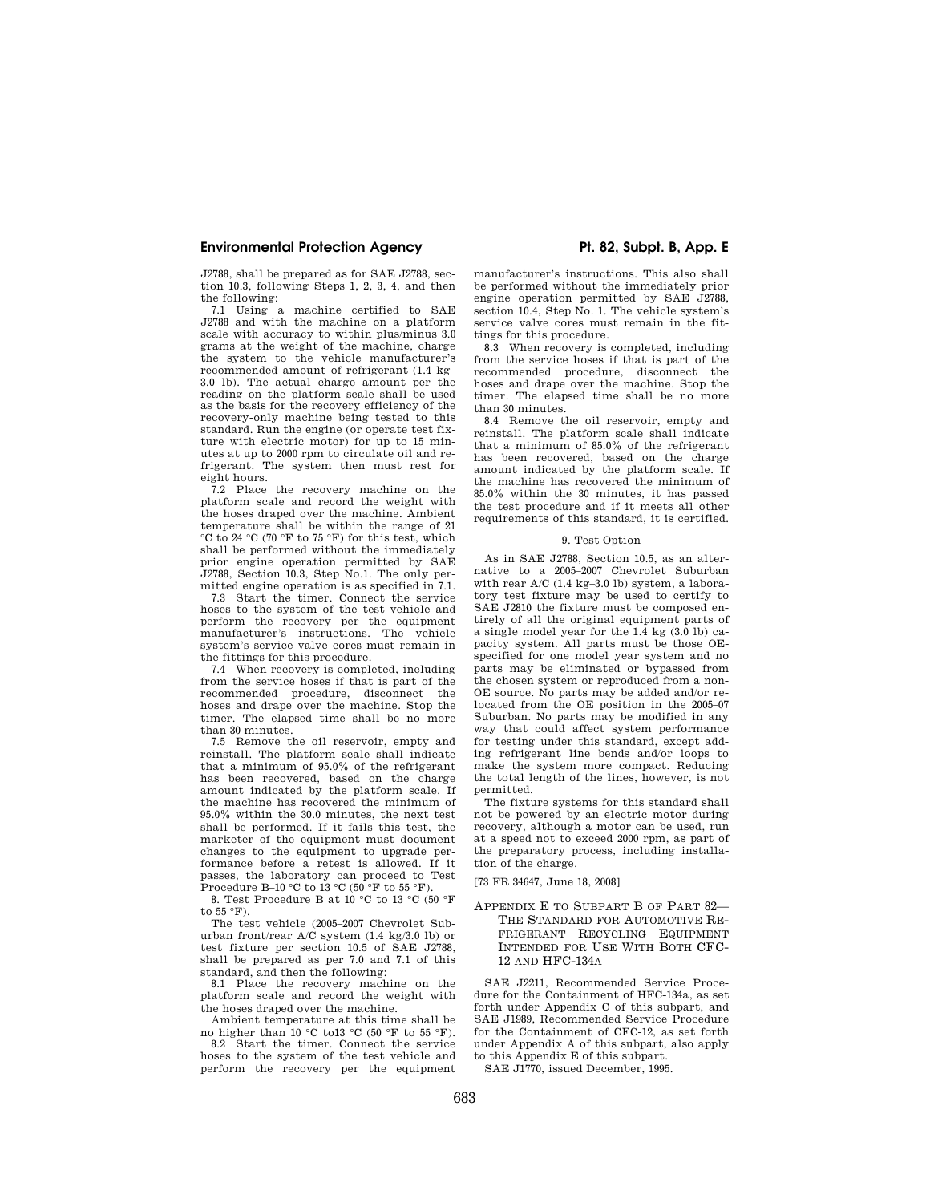J2788, shall be prepared as for SAE J2788, section 10.3, following Steps 1, 2, 3, 4, and then the following:

7.1 Using a machine certified to SAE J2788 and with the machine on a platform scale with accuracy to within plus/minus 3.0 grams at the weight of the machine, charge the system to the vehicle manufacturer's recommended amount of refrigerant (1.4 kg–3.0 lb). The actual charge amount per the reading on the platform scale shall be used as the basis for the recovery efficiency of the recovery-only machine being tested to this standard. Run the engine (or operate test fixture with electric motor) for up to 15 minutes at up to 2000 rpm to circulate oil and refrigerant. The system then must rest for eight hours.

7.2 Place the recovery machine on the platform scale and record the weight with the hoses draped over the machine. Ambient temperature shall be within the range of 21 °C to 24 °C (70 °F to 75 °F) for this test, which shall be performed without the immediately prior engine operation permitted by SAE J2788, Section 10.3, Step No.1. The only permitted engine operation is as specified in 7.1.

7.3 Start the timer. Connect the service hoses to the system of the test vehicle and perform the recovery per the equipment manufacturer's instructions. The vehicle system's service valve cores must remain in the fittings for this procedure.

7.4 When recovery is completed, including from the service hoses if that is part of the recommended procedure, disconnect the hoses and drape over the machine. Stop the timer. The elapsed time shall be no more than 30 minutes.

7.5 Remove the oil reservoir, empty and reinstall. The platform scale shall indicate that a minimum of 95.0% of the refrigerant has been recovered, based on the charge amount indicated by the platform scale. If the machine has recovered the minimum of 95.0% within the 30.0 minutes, the next test shall be performed. If it fails this test, the marketer of the equipment must document changes to the equipment to upgrade performance before a retest is allowed. If it passes, the laboratory can proceed to Test Procedure B–10 °C to 13 °C (50 °F to 55 °F).

8. Test Procedure B at 10 °C to 13 °C (50 °F to 55 °F).

The test vehicle (2005–2007 Chevrolet Suburban front/rear A/C system (1.4 kg/3.0 lb) or test fixture per section 10.5 of SAE J2788, shall be prepared as per 7.0 and 7.1 of this standard, and then the following:

8.1 Place the recovery machine on the platform scale and record the weight with the hoses draped over the machine.

Ambient temperature at this time shall be no higher than 10 °C to13 °C (50 °F to 55 °F).

8.2 Start the timer. Connect the service hoses to the system of the test vehicle and perform the recovery per the equipment manufacturer's instructions. This also shall be performed without the immediately prior engine operation permitted by SAE J2788, section 10.4, Step No. 1. The vehicle system's service valve cores must remain in the fittings for this procedure.

8.3 When recovery is completed, including from the service hoses if that is part of the recommended procedure, disconnect the hoses and drape over the machine. Stop the timer. The elapsed time shall be no more than 30 minutes.

8.4 Remove the oil reservoir, empty and reinstall. The platform scale shall indicate that a minimum of 85.0% of the refrigerant has been recovered, based on the charge amount indicated by the platform scale. If the machine has recovered the minimum of 85.0% within the 30 minutes, it has passed the test procedure and if it meets all other requirements of this standard, it is certified.

9. Test Option

As in SAE J2788, Section 10.5, as an alternative to a 2005–2007 Chevrolet Suburban with rear A/C (1.4 kg–3.0 lb) system, a laboratory test fixture may be used to certify to SAE J2810 the fixture must be composed entirely of all the original equipment parts of a single model year for the 1.4 kg (3.0 lb) capacity system. All parts must be those OE-specified for one model year system and no parts may be eliminated or bypassed from the chosen system or reproduced from a non-OE source. No parts may be added and/or relocated from the OE position in the 2005–07 Suburban. No parts may be modified in any way that could affect system performance for testing under this standard, except adding refrigerant line bends and/or loops to make the system more compact. Reducing the total length of the lines, however, is not permitted.

The fixture systems for this standard shall not be powered by an electric motor during recovery, although a motor can be used, run at a speed not to exceed 2000 rpm, as part of the preparatory process, including installation of the charge.

[73 FR 34647, June 18, 2008]

## Appendix E to Subpart B of Part 82—The Standard for Automotive Refrigerant Recycling Equipment Intended for Use With Both CFC-12 and HFC-134a

SAE J2211, Recommended Service Procedure for the Containment of HFC-134a, as set forth under Appendix C of this subpart, and SAE J1989, Recommended Service Procedure for the Containment of CFC-12, as set forth under Appendix A of this subpart, also apply to this Appendix E of this subpart.

SAE J1770, issued December, 1995.